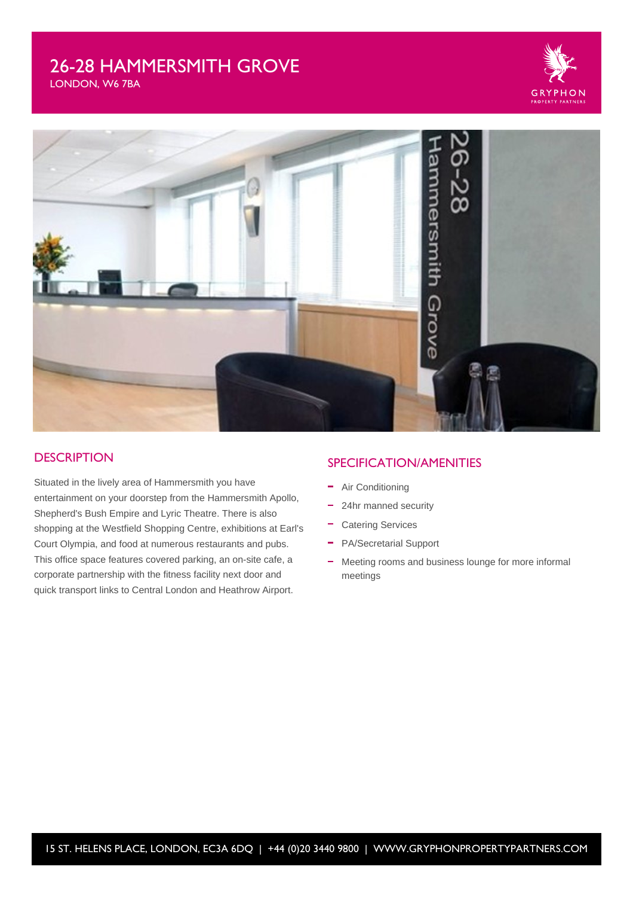# 26-28 HAMMERSMITH GROVE

LONDON, W6 7BA

## DESCRIPTION

Situated in the lively area of Hammersmith you have entertainment on your doorstep from the Hammersmith Apollo, Shepherd's Bush Empire and Lyric Theatre. There is also shopping at the Westfield Shopping Centre, exhibitions at Earl's Court Olympia, and food at numerous restaurants and pubs. This office space features covered parking, an on-site cafe, a corporate partnership with the fitness facility next door and quick transport links to Central London and Heathrow Airport.

## SPECIFICATION/AMENITIES

- Air Conditioning
- 24hr manned security
- Catering Services
- PA/Secretarial Support
- Meeting rooms and business lounge for more informal meetings

15 ST. HELENS PLACE, LONDON, EC3A 6DQ | +44 (0)20 3440 9800 | WWW.GRYPHONPROPERTYPARTNERS.COM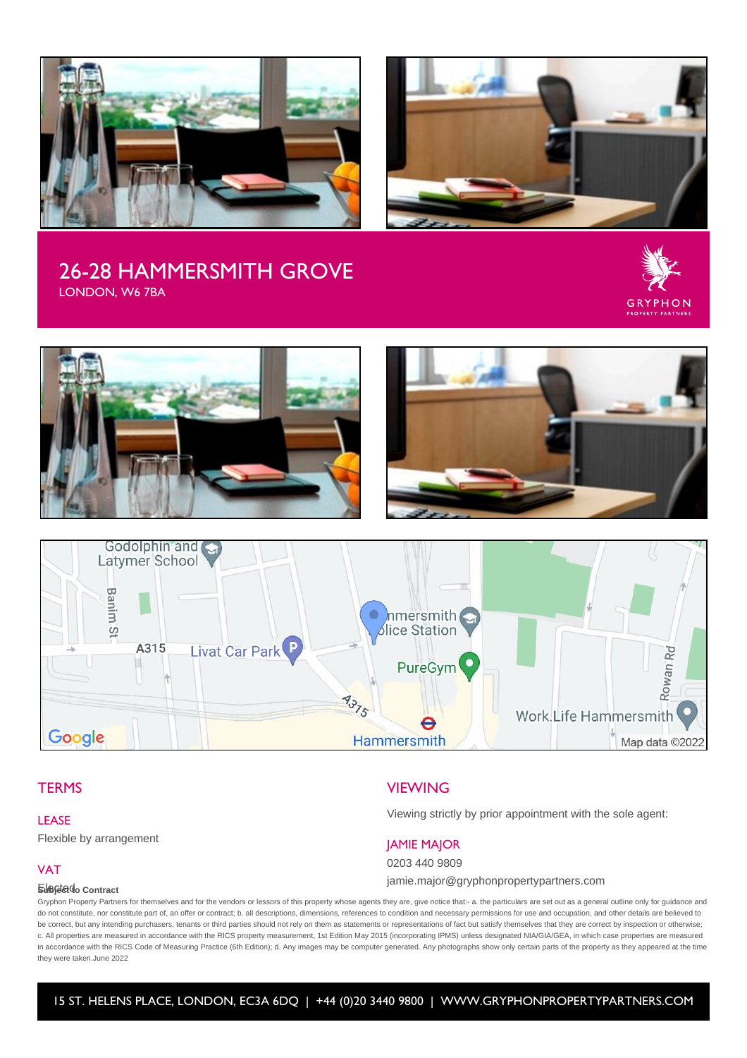# 26-28 HAMMERSMITH GROVE

LONDON, W6 7BA

GRYPHON PROPERTY PARTNERS

## TERMS

### LEASE

Flexible by arrangement

### VAT

Elected

**Subject to Contract**

## VIEWING

Viewing strictly by prior appointment with the sole agent:

### JAMIE MAJOR

0203 440 9809

jamie.major@gryphonpropertypartners.com

Gryphon Property Partners for themselves and for the vendors or lessors of this property whose agents they are, give notice that:- a. the particulars are set out as a general outline only for guidance and do not constitute, nor constitute part of, an offer or contract; b. all descriptions, dimensions, references to condition and necessary permissions for use and occupation, and other details are believed to be correct, but any intending purchasers, tenants or third parties should not rely on them as statements or representations of fact but satisfy themselves that they are correct by inspection or otherwise; c. All properties are measured in accordance with the RICS property measurement, 1st Edition May 2015 (incorporating IPMS) unless designated NIA/GIA/GEA, in which case properties are measured in accordance with the RICS Code of Measuring Practice (6th Edition); d. Any images may be computer generated. Any photographs show only certain parts of the property as they appeared at the time they were taken.June 2022

15 ST. HELENS PLACE, LONDON, EC3A 6DQ | +44 (0)20 3440 9800 | WWW.GRYPHONPROPERTYPARTNERS.COM